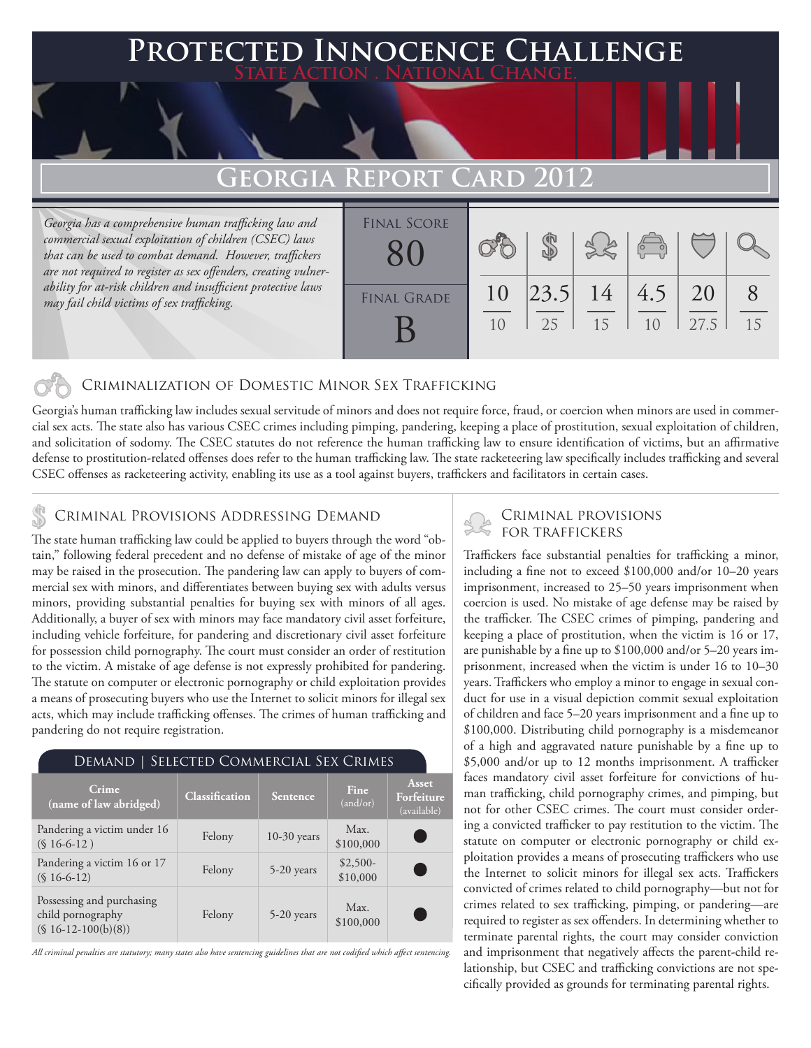# Protected Innocence Challenge

State Action . National Change.

## Georgia Report Card 2012

*Georgia has a comprehensive human trafficking law and commercial sexual exploitation of children (CSEC) laws that can be used to combat demand. However, traffickers are not required to register as sex offenders, creating vulnerability for at-risk children and insufficient protective laws may fail child victims of sex trafficking.*

| Final Score | Criminalization of Domestic Minor Sex Trafficking | Criminal Provisions Addressing Demand | Criminal Provisions for Traffickers | Criminal Provisions for Facilitators | Protective Provisions for the Child Victims | Criminal Justice Tools for Investigation and Prosecution |
|---|---|---|---|---|---|---|
| 80 | 10 / 10 | 23.5 / 25 | 14 / 15 | 4.5 / 10 | 20 / 27.5 | 8 / 15 |
| **Final Grade** B | | | | | | |

### Criminalization of Domestic Minor Sex Trafficking

Georgia's human trafficking law includes sexual servitude of minors and does not require force, fraud, or coercion when minors are used in commercial sex acts. The state also has various CSEC crimes including pimping, pandering, keeping a place of prostitution, sexual exploitation of children, and solicitation of sodomy. The CSEC statutes do not reference the human trafficking law to ensure identification of victims, but an affirmative defense to prostitution-related offenses does refer to the human trafficking law. The state racketeering law specifically includes trafficking and several CSEC offenses as racketeering activity, enabling its use as a tool against buyers, traffickers and facilitators in certain cases.

### Criminal Provisions Addressing Demand

The state human trafficking law could be applied to buyers through the word "obtain," following federal precedent and no defense of mistake of age of the minor may be raised in the prosecution. The pandering law can apply to buyers of commercial sex with minors, and differentiates between buying sex with adults versus minors, providing substantial penalties for buying sex with minors of all ages. Additionally, a buyer of sex with minors may face mandatory civil asset forfeiture, including vehicle forfeiture, for pandering and discretionary civil asset forfeiture for possession child pornography. The court must consider an order of restitution to the victim. A mistake of age defense is not expressly prohibited for pandering. The statute on computer or electronic pornography or child exploitation provides a means of prosecuting buyers who use the Internet to solicit minors for illegal sex acts, which may include trafficking offenses. The crimes of human trafficking and pandering do not require registration.

**Demand | Selected Commercial Sex Crimes**

| Crime (name of law abridged) | Classification | Sentence | Fine (and/or) | Asset Forfeiture (available) |
|---|---|---|---|---|
| Pandering a victim under 16 (§ 16-6-12 ) | Felony | 10-30 years | Max. $100,000 | ● |
| Pandering a victim 16 or 17 (§ 16-6-12) | Felony | 5-20 years | $2,500-$10,000 | ● |
| Possessing and purchasing child pornography (§ 16-12-100(b)(8)) | Felony | 5-20 years | Max. $100,000 | ● |

*All criminal penalties are statutory; many states also have sentencing guidelines that are not codified which affect sentencing.*

### Criminal Provisions for Traffickers

Traffickers face substantial penalties for trafficking a minor, including a fine not to exceed $100,000 and/or 10–20 years imprisonment, increased to 25–50 years imprisonment when coercion is used. No mistake of age defense may be raised by the trafficker. The CSEC crimes of pimping, pandering and keeping a place of prostitution, when the victim is 16 or 17, are punishable by a fine up to $100,000 and/or 5–20 years imprisonment, increased when the victim is under 16 to 10–30 years. Traffickers who employ a minor to engage in sexual conduct for use in a visual depiction commit sexual exploitation of children and face 5–20 years imprisonment and a fine up to $100,000. Distributing child pornography is a misdemeanor of a high and aggravated nature punishable by a fine up to $5,000 and/or up to 12 months imprisonment. A trafficker faces mandatory civil asset forfeiture for convictions of human trafficking, child pornography crimes, and pimping, but not for other CSEC crimes. The court must consider ordering a convicted trafficker to pay restitution to the victim. The statute on computer or electronic pornography or child exploitation provides a means of prosecuting traffickers who use the Internet to solicit minors for illegal sex acts. Traffickers convicted of crimes related to child pornography—but not for crimes related to sex trafficking, pimping, or pandering—are required to register as sex offenders. In determining whether to terminate parental rights, the court may consider conviction and imprisonment that negatively affects the parent-child relationship, but CSEC and trafficking convictions are not specifically provided as grounds for terminating parental rights.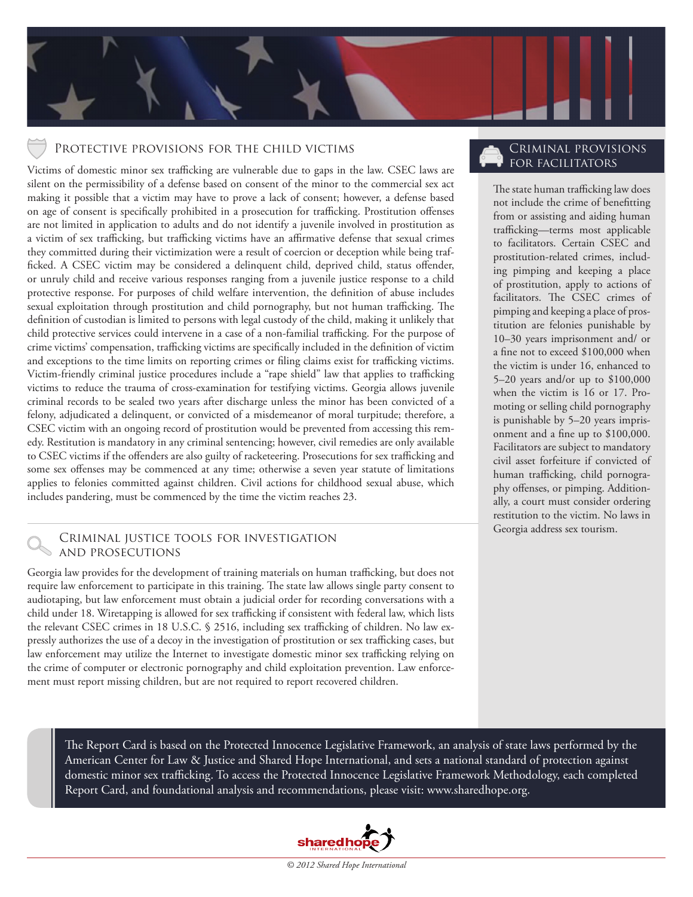## Protective provisions for the child victims

Victims of domestic minor sex trafficking are vulnerable due to gaps in the law. CSEC laws are silent on the permissibility of a defense based on consent of the minor to the commercial sex act making it possible that a victim may have to prove a lack of consent; however, a defense based on age of consent is specifically prohibited in a prosecution for trafficking. Prostitution offenses are not limited in application to adults and do not identify a juvenile involved in prostitution as a victim of sex trafficking, but trafficking victims have an affirmative defense that sexual crimes they committed during their victimization were a result of coercion or deception while being trafficked. A CSEC victim may be considered a delinquent child, deprived child, status offender, or unruly child and receive various responses ranging from a juvenile justice response to a child protective response. For purposes of child welfare intervention, the definition of abuse includes sexual exploitation through prostitution and child pornography, but not human trafficking. The definition of custodian is limited to persons with legal custody of the child, making it unlikely that child protective services could intervene in a case of a non-familial trafficking. For the purpose of crime victims' compensation, trafficking victims are specifically included in the definition of victim and exceptions to the time limits on reporting crimes or filing claims exist for trafficking victims. Victim-friendly criminal justice procedures include a "rape shield" law that applies to trafficking victims to reduce the trauma of cross-examination for testifying victims. Georgia allows juvenile criminal records to be sealed two years after discharge unless the minor has been convicted of a felony, adjudicated a delinquent, or convicted of a misdemeanor of moral turpitude; therefore, a CSEC victim with an ongoing record of prostitution would be prevented from accessing this remedy. Restitution is mandatory in any criminal sentencing; however, civil remedies are only available to CSEC victims if the offenders are also guilty of racketeering. Prosecutions for sex trafficking and some sex offenses may be commenced at any time; otherwise a seven year statute of limitations applies to felonies committed against children. Civil actions for childhood sexual abuse, which includes pandering, must be commenced by the time the victim reaches 23.

## Criminal justice tools for investigation and prosecutions

Georgia law provides for the development of training materials on human trafficking, but does not require law enforcement to participate in this training. The state law allows single party consent to audiotaping, but law enforcement must obtain a judicial order for recording conversations with a child under 18. Wiretapping is allowed for sex trafficking if consistent with federal law, which lists the relevant CSEC crimes in 18 U.S.C. § 2516, including sex trafficking of children. No law expressly authorizes the use of a decoy in the investigation of prostitution or sex trafficking cases, but law enforcement may utilize the Internet to investigate domestic minor sex trafficking relying on the crime of computer or electronic pornography and child exploitation prevention. Law enforcement must report missing children, but are not required to report recovered children.

## Criminal provisions for facilitators

The state human trafficking law does not include the crime of benefitting from or assisting and aiding human trafficking—terms most applicable to facilitators. Certain CSEC and prostitution-related crimes, including pimping and keeping a place of prostitution, apply to actions of facilitators. The CSEC crimes of pimping and keeping a place of prostitution are felonies punishable by 10–30 years imprisonment and/ or a fine not to exceed $100,000 when the victim is under 16, enhanced to 5–20 years and/or up to $100,000 when the victim is 16 or 17. Promoting or selling child pornography is punishable by 5–20 years imprisonment and a fine up to $100,000. Facilitators are subject to mandatory civil asset forfeiture if convicted of human trafficking, child pornography offenses, or pimping. Additionally, a court must consider ordering restitution to the victim. No laws in Georgia address sex tourism.

The Report Card is based on the Protected Innocence Legislative Framework, an analysis of state laws performed by the American Center for Law & Justice and Shared Hope International, and sets a national standard of protection against domestic minor sex trafficking. To access the Protected Innocence Legislative Framework Methodology, each completed Report Card, and foundational analysis and recommendations, please visit: www.sharedhope.org.

shared hope INTERNATIONAL

*© 2012 Shared Hope International*